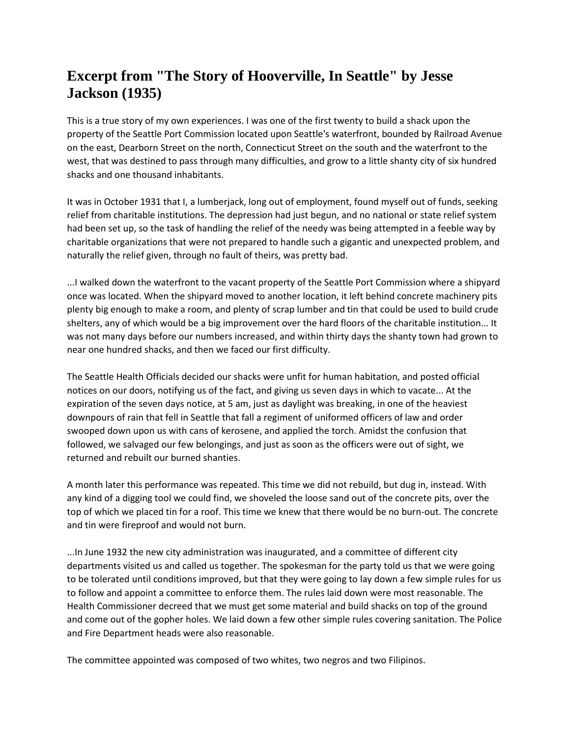# Excerpt from "The Story of Hooverville, In Seattle" by Jesse Jackson (1935)

This is a true story of my own experiences. I was one of the first twenty to build a shack upon the property of the Seattle Port Commission located upon Seattle's waterfront, bounded by Railroad Avenue on the east, Dearborn Street on the north, Connecticut Street on the south and the waterfront to the west, that was destined to pass through many difficulties, and grow to a little shanty city of six hundred shacks and one thousand inhabitants.

It was in October 1931 that I, a lumberjack, long out of employment, found myself out of funds, seeking relief from charitable institutions. The depression had just begun, and no national or state relief system had been set up, so the task of handling the relief of the needy was being attempted in a feeble way by charitable organizations that were not prepared to handle such a gigantic and unexpected problem, and naturally the relief given, through no fault of theirs, was pretty bad.

...I walked down the waterfront to the vacant property of the Seattle Port Commission where a shipyard once was located. When the shipyard moved to another location, it left behind concrete machinery pits plenty big enough to make a room, and plenty of scrap lumber and tin that could be used to build crude shelters, any of which would be a big improvement over the hard floors of the charitable institution... It was not many days before our numbers increased, and within thirty days the shanty town had grown to near one hundred shacks, and then we faced our first difficulty.

The Seattle Health Officials decided our shacks were unfit for human habitation, and posted official notices on our doors, notifying us of the fact, and giving us seven days in which to vacate... At the expiration of the seven days notice, at 5 am, just as daylight was breaking, in one of the heaviest downpours of rain that fell in Seattle that fall a regiment of uniformed officers of law and order swooped down upon us with cans of kerosene, and applied the torch. Amidst the confusion that followed, we salvaged our few belongings, and just as soon as the officers were out of sight, we returned and rebuilt our burned shanties.

A month later this performance was repeated. This time we did not rebuild, but dug in, instead. With any kind of a digging tool we could find, we shoveled the loose sand out of the concrete pits, over the top of which we placed tin for a roof. This time we knew that there would be no burn-out. The concrete and tin were fireproof and would not burn.

...In June 1932 the new city administration was inaugurated, and a committee of different city departments visited us and called us together. The spokesman for the party told us that we were going to be tolerated until conditions improved, but that they were going to lay down a few simple rules for us to follow and appoint a committee to enforce them. The rules laid down were most reasonable. The Health Commissioner decreed that we must get some material and build shacks on top of the ground and come out of the gopher holes. We laid down a few other simple rules covering sanitation. The Police and Fire Department heads were also reasonable.

The committee appointed was composed of two whites, two negros and two Filipinos.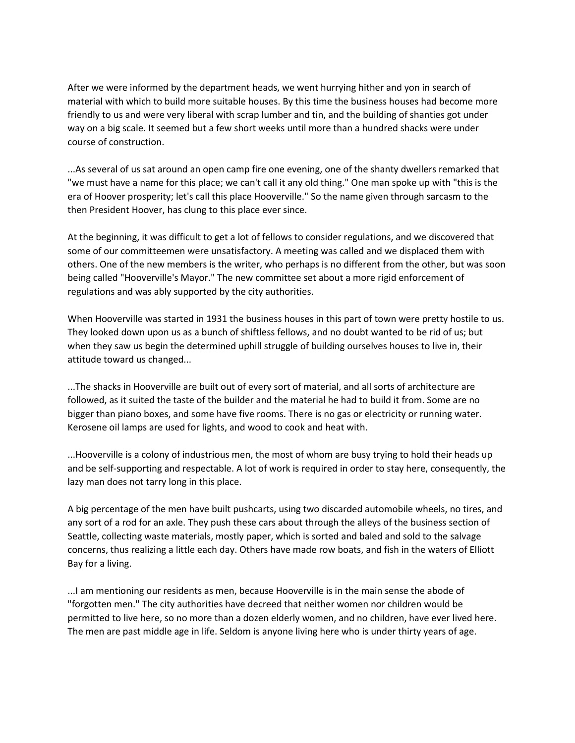After we were informed by the department heads, we went hurrying hither and yon in search of material with which to build more suitable houses. By this time the business houses had become more friendly to us and were very liberal with scrap lumber and tin, and the building of shanties got under way on a big scale. It seemed but a few short weeks until more than a hundred shacks were under course of construction.

...As several of us sat around an open camp fire one evening, one of the shanty dwellers remarked that "we must have a name for this place; we can't call it any old thing." One man spoke up with "this is the era of Hoover prosperity; let's call this place Hooverville." So the name given through sarcasm to the then President Hoover, has clung to this place ever since.

At the beginning, it was difficult to get a lot of fellows to consider regulations, and we discovered that some of our committeemen were unsatisfactory. A meeting was called and we displaced them with others. One of the new members is the writer, who perhaps is no different from the other, but was soon being called "Hooverville's Mayor." The new committee set about a more rigid enforcement of regulations and was ably supported by the city authorities.

When Hooverville was started in 1931 the business houses in this part of town were pretty hostile to us. They looked down upon us as a bunch of shiftless fellows, and no doubt wanted to be rid of us; but when they saw us begin the determined uphill struggle of building ourselves houses to live in, their attitude toward us changed...

...The shacks in Hooverville are built out of every sort of material, and all sorts of architecture are followed, as it suited the taste of the builder and the material he had to build it from. Some are no bigger than piano boxes, and some have five rooms. There is no gas or electricity or running water. Kerosene oil lamps are used for lights, and wood to cook and heat with.

...Hooverville is a colony of industrious men, the most of whom are busy trying to hold their heads up and be self-supporting and respectable. A lot of work is required in order to stay here, consequently, the lazy man does not tarry long in this place.

A big percentage of the men have built pushcarts, using two discarded automobile wheels, no tires, and any sort of a rod for an axle. They push these cars about through the alleys of the business section of Seattle, collecting waste materials, mostly paper, which is sorted and baled and sold to the salvage concerns, thus realizing a little each day. Others have made row boats, and fish in the waters of Elliott Bay for a living.

...I am mentioning our residents as men, because Hooverville is in the main sense the abode of "forgotten men." The city authorities have decreed that neither women nor children would be permitted to live here, so no more than a dozen elderly women, and no children, have ever lived here. The men are past middle age in life. Seldom is anyone living here who is under thirty years of age.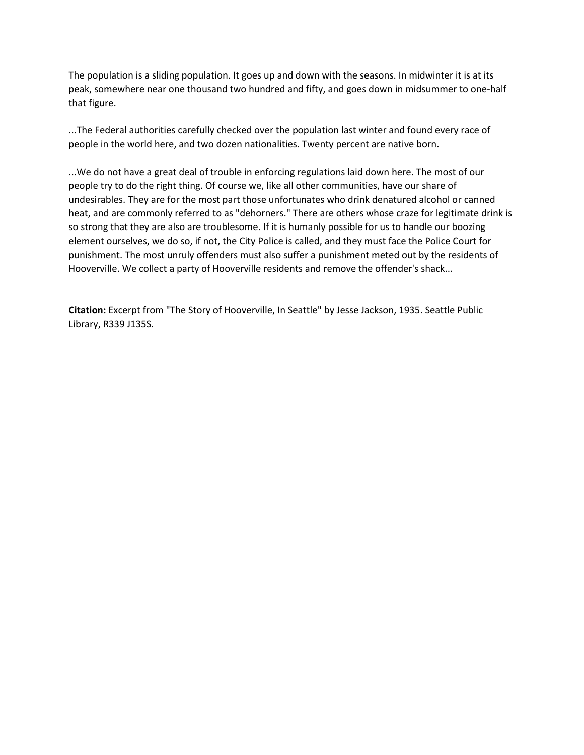The population is a sliding population. It goes up and down with the seasons. In midwinter it is at its peak, somewhere near one thousand two hundred and fifty, and goes down in midsummer to one-half that figure.

...The Federal authorities carefully checked over the population last winter and found every race of people in the world here, and two dozen nationalities. Twenty percent are native born.

...We do not have a great deal of trouble in enforcing regulations laid down here. The most of our people try to do the right thing. Of course we, like all other communities, have our share of undesirables. They are for the most part those unfortunates who drink denatured alcohol or canned heat, and are commonly referred to as "dehorners." There are others whose craze for legitimate drink is so strong that they are also are troublesome. If it is humanly possible for us to handle our boozing element ourselves, we do so, if not, the City Police is called, and they must face the Police Court for punishment. The most unruly offenders must also suffer a punishment meted out by the residents of Hooverville. We collect a party of Hooverville residents and remove the offender's shack...

**Citation:** Excerpt from "The Story of Hooverville, In Seattle" by Jesse Jackson, 1935. Seattle Public Library, R339 J135S.